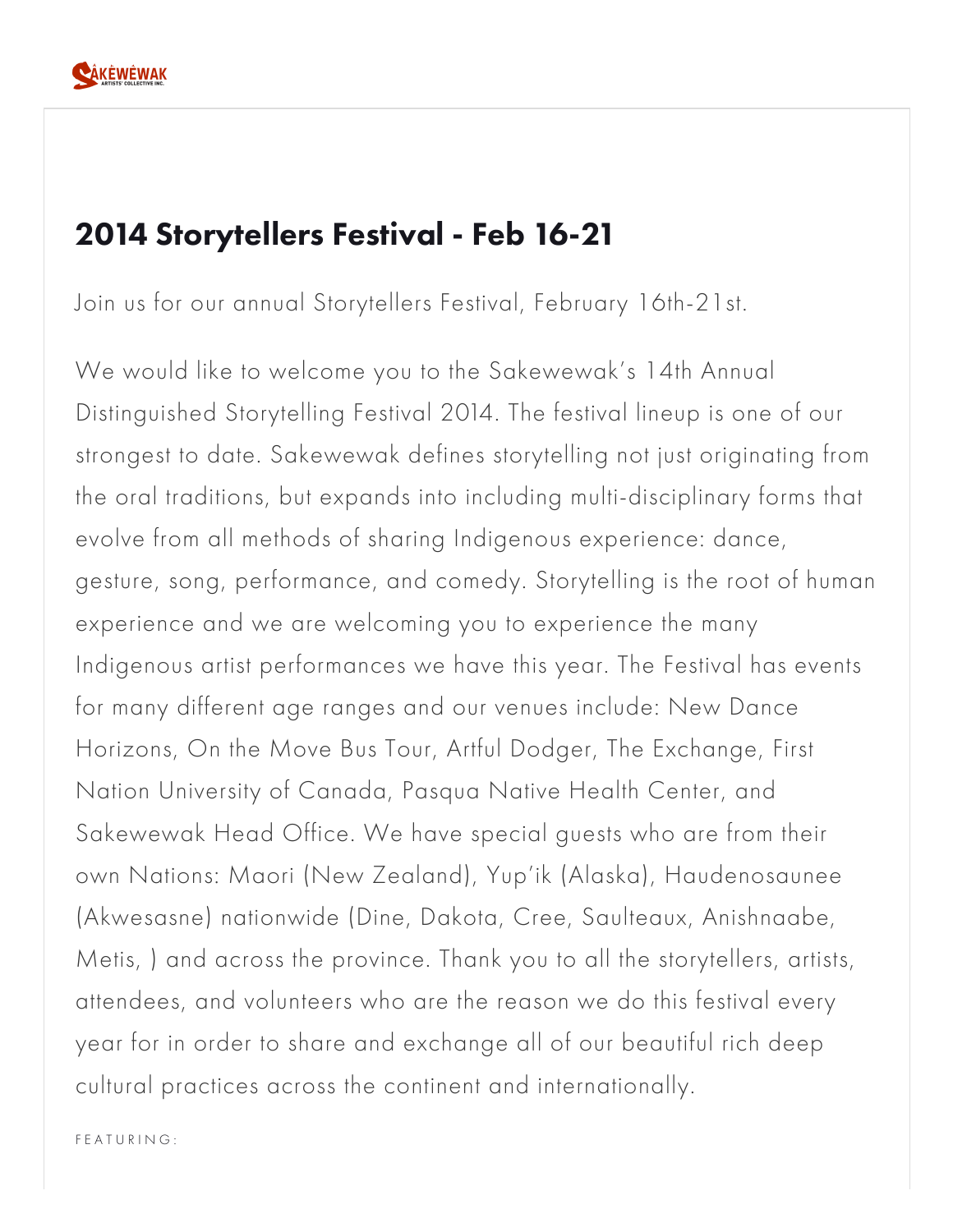# 2014 Storytellers Festival - Feb 16-21

Join us for our annual Storytellers Festival, February 16th-21st.

We would like to welcome you to the Sakewewak's 14th Annual Distinguished Storytelling Festival 2014. The festival lineup is one of our strongest to date. Sakewewak defines storytelling not just originating from the oral traditions, but expands into including multi-disciplinary forms that evolve from all methods of sharing Indigenous experience: dance, gesture, song, performance, and comedy. Storytelling is the root of human experience and we are welcoming you to experience the many Indigenous artist performances we have this year. The Festival has events for many different age ranges and our venues include: New Dance Horizons, On the Move Bus Tour, Artful Dodger, The Exchange, First Nation University of Canada, Pasqua Native Health Center, and Sakewewak Head Office. We have special guests who are from their own Nations: Maori (New Zealand), Yup'ik (Alaska), Haudenosaunee (Akwesasne) nationwide (Dine, Dakota, Cree, Saulteaux, Anishnaabe, Metis, ) and across the province. Thank you to all the storytellers, artists, attendees, and volunteers who are the reason we do this festival every year for in order to share and exchange all of our beautiful rich deep cultural practices across the continent and internationally.

FEATURING: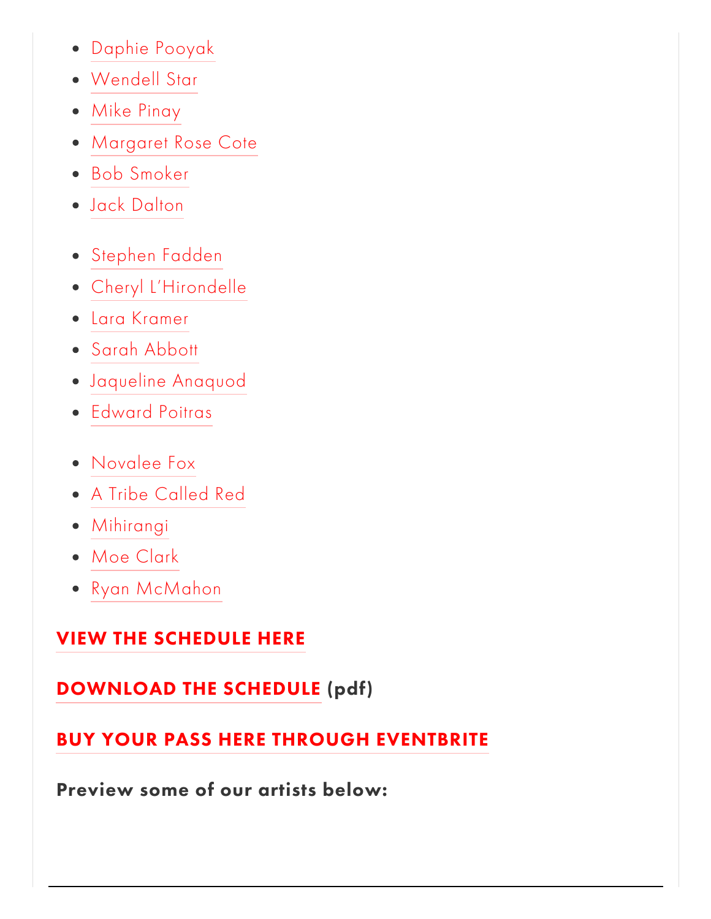- Daphie Pooyak
- Wendell Star
- Mike Pinay
- Margaret Rose Cote
- Bob Smoker
- Jack Dalton

- Stephen Fadden
- Cheryl L'Hirondelle
- Lara Kramer
- Sarah Abbott
- Jaqueline Anaquod
- Edward Poitras

- Novalee Fox
- A Tribe Called Red
- Mihirangi
- Moe Clark
- Ryan McMahon

**VIEW THE SCHEDULE HERE**

**DOWNLOAD THE SCHEDULE (pdf)**

**BUY YOUR PASS HERE THROUGH EVENTBRITE**

**Preview some of our artists below:**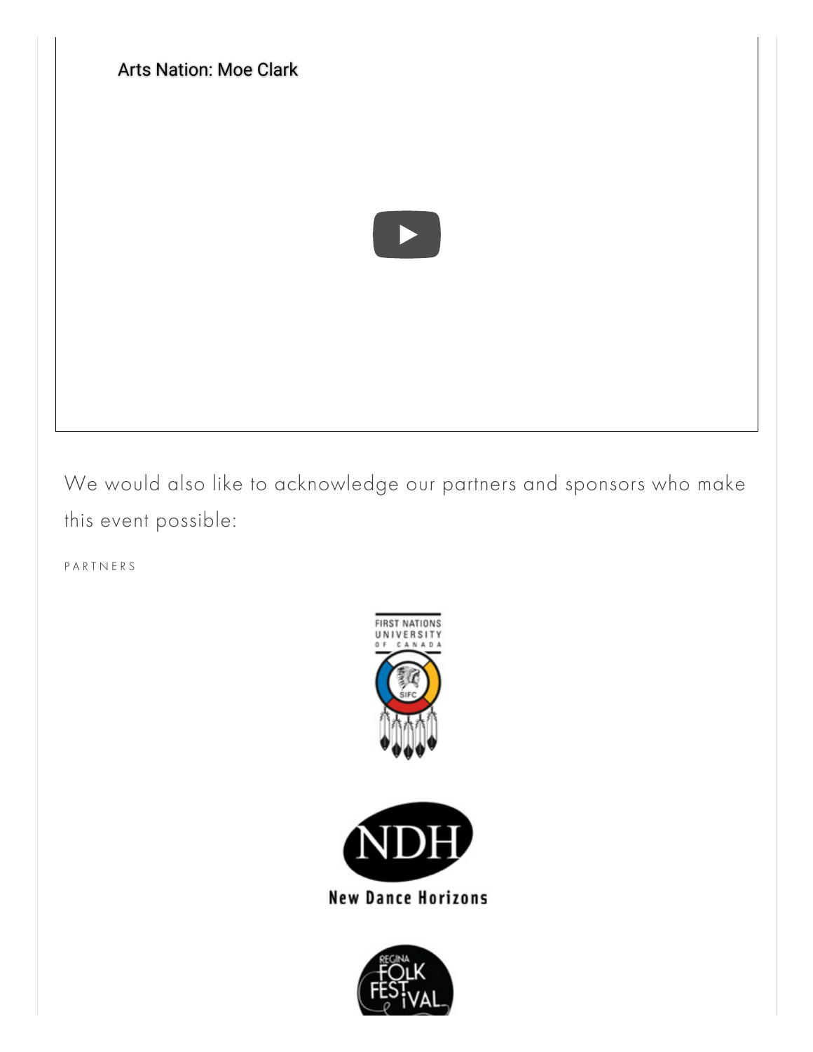Arts Nation: Moe Clark

We would also like to acknowledge our partners and sponsors who make this event possible:

PARTNERS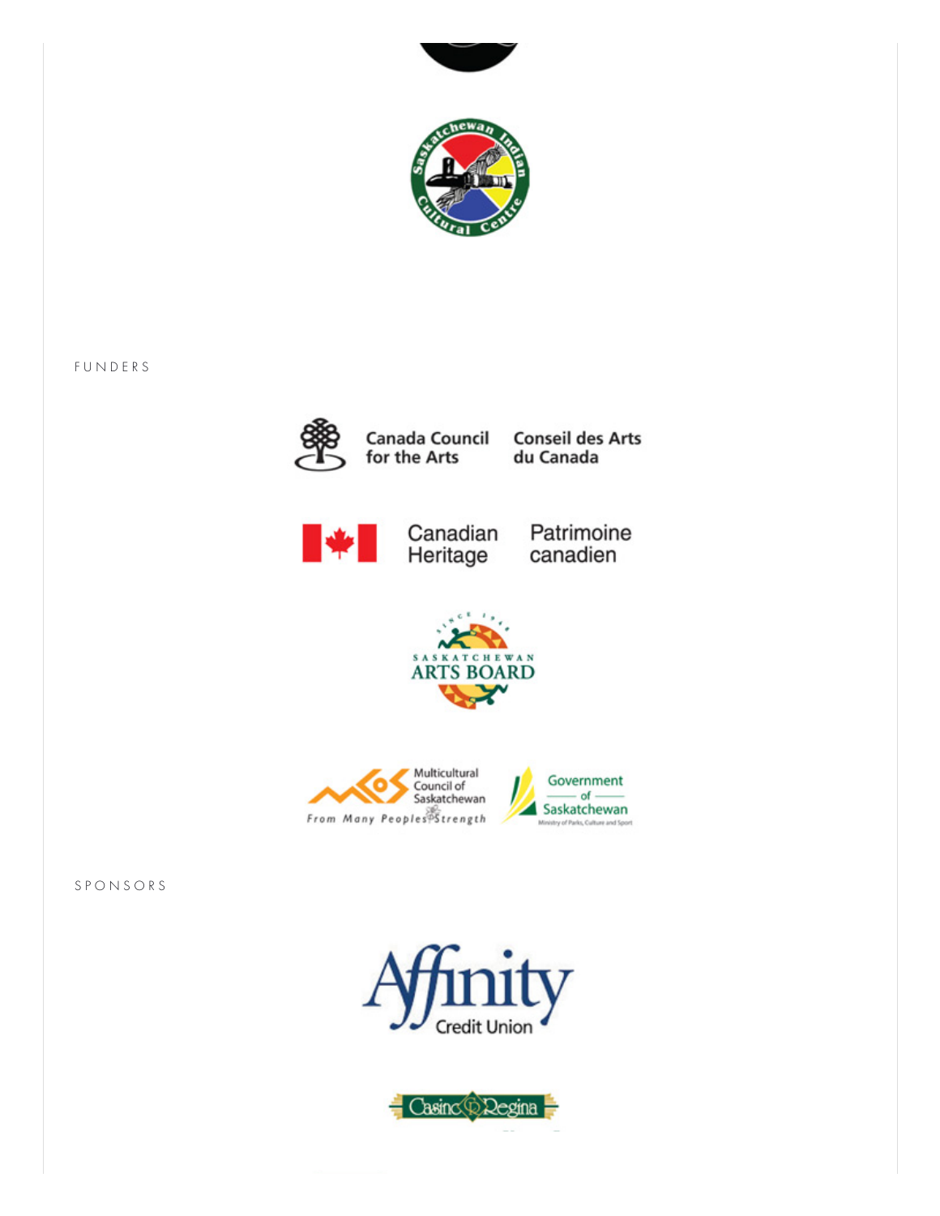FUNDERS

SPONSORS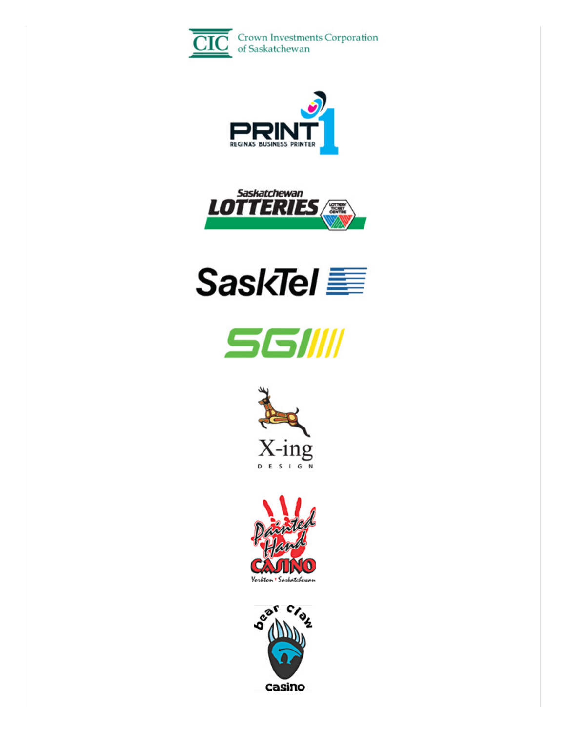CIC Crown Investments Corporation of Saskatchewan

PRINT 1 REGINA'S BUSINESS PRINTER

Saskatchewan LOTTERIES LOTTERY TICKET CENTRE

SaskTel

SGI

X-ing DESIGN

Painted Hand CASINO Yorkton Saskatchewan

bear claw casino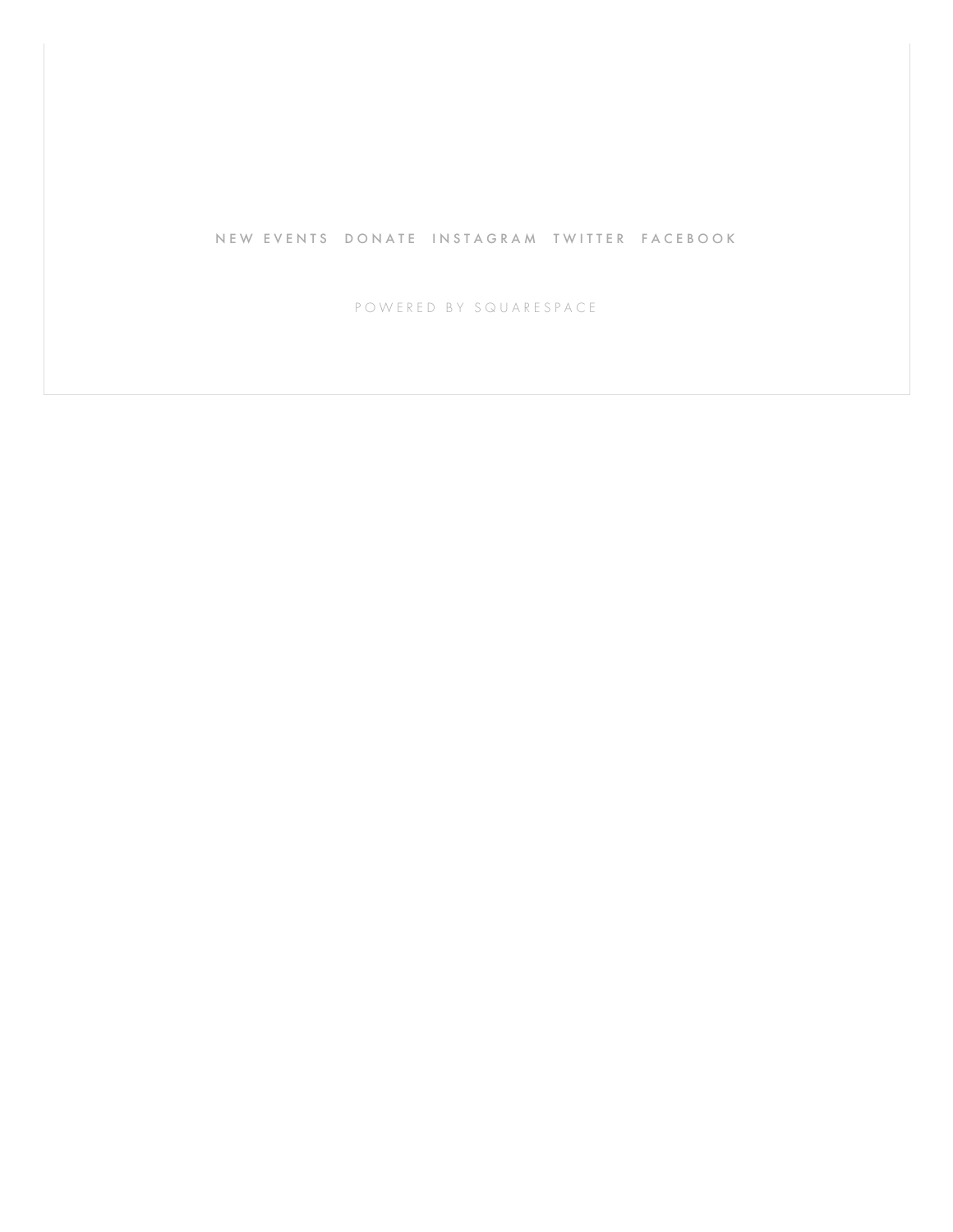NEW EVENTS DONATE INSTAGRAM TWITTER FACEBOOK

POWERED BY SQUARESPACE